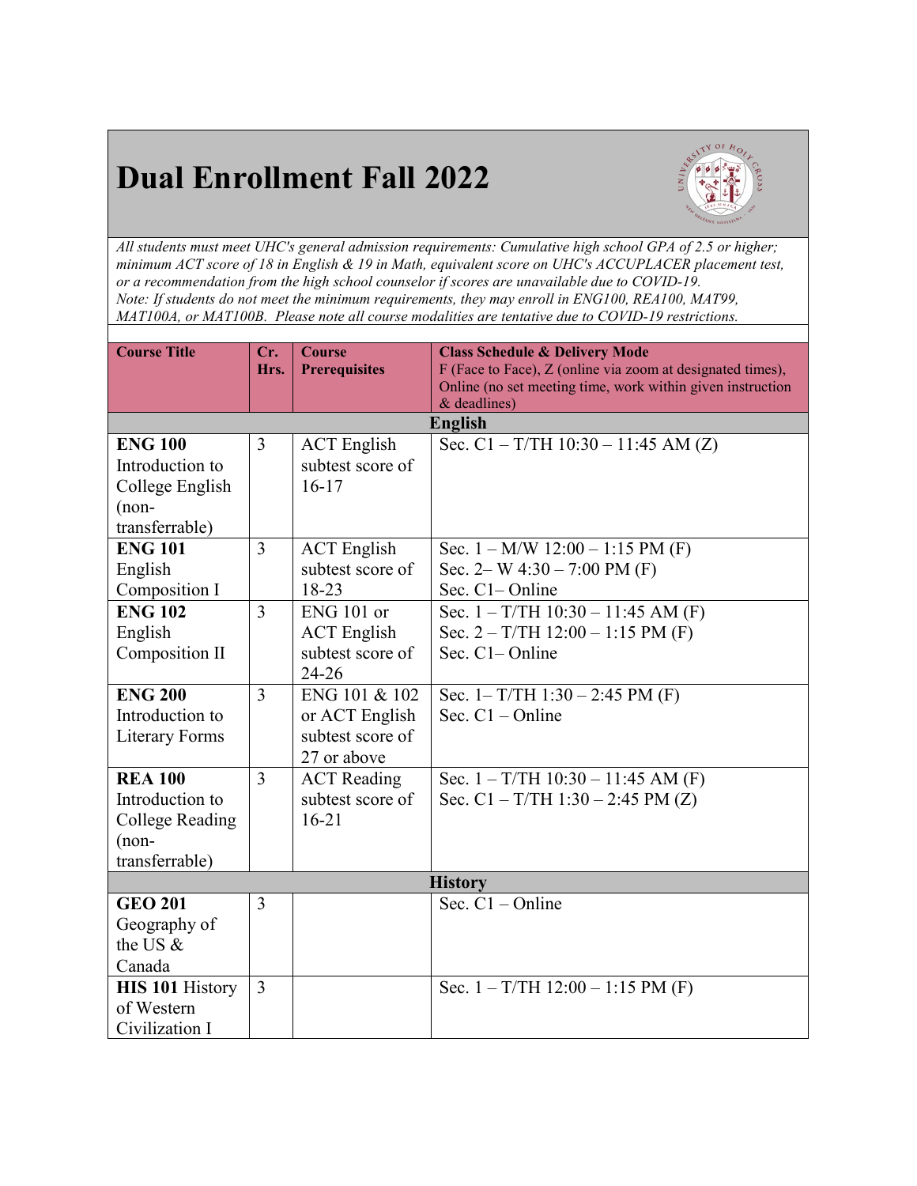# Dual Enrollment Fall 2022

*All students must meet UHC's general admission requirements: Cumulative high school GPA of 2.5 or higher; minimum ACT score of 18 in English & 19 in Math, equivalent score on UHC's ACCUPLACER placement test, or a recommendation from the high school counselor if scores are unavailable due to COVID-19. Note: If students do not meet the minimum requirements, they may enroll in ENG100, REA100, MAT99, MAT100A, or MAT100B. Please note all course modalities are tentative due to COVID-19 restrictions.*

| Course Title | Cr. Hrs. | Course Prerequisites | Class Schedule & Delivery Mode F (Face to Face), Z (online via zoom at designated times), Online (no set meeting time, work within given instruction & deadlines) |
|---|---|---|---|
| | | **English** | |
| **ENG 100** Introduction to College English (non-transferrable) | 3 | ACT English subtest score of 16-17 | Sec. C1 – T/TH 10:30 – 11:45 AM (Z) |
| **ENG 101** English Composition I | 3 | ACT English subtest score of 18-23 | Sec. 1 – M/W 12:00 – 1:15 PM (F)<br>Sec. 2– W 4:30 – 7:00 PM (F)<br>Sec. C1– Online |
| **ENG 102** English Composition II | 3 | ENG 101 or ACT English subtest score of 24-26 | Sec. 1 – T/TH 10:30 – 11:45 AM (F)<br>Sec. 2 – T/TH 12:00 – 1:15 PM (F)<br>Sec. C1– Online |
| **ENG 200** Introduction to Literary Forms | 3 | ENG 101 & 102 or ACT English subtest score of 27 or above | Sec. 1– T/TH 1:30 – 2:45 PM (F)<br>Sec. C1 – Online |
| **REA 100** Introduction to College Reading (non-transferrable) | 3 | ACT Reading subtest score of 16-21 | Sec. 1 – T/TH 10:30 – 11:45 AM (F)<br>Sec. C1 – T/TH 1:30 – 2:45 PM (Z) |
| | | **History** | |
| **GEO 201** Geography of the US & Canada | 3 | | Sec. C1 – Online |
| **HIS 101** History of Western Civilization I | 3 | | Sec. 1 – T/TH 12:00 – 1:15 PM (F) |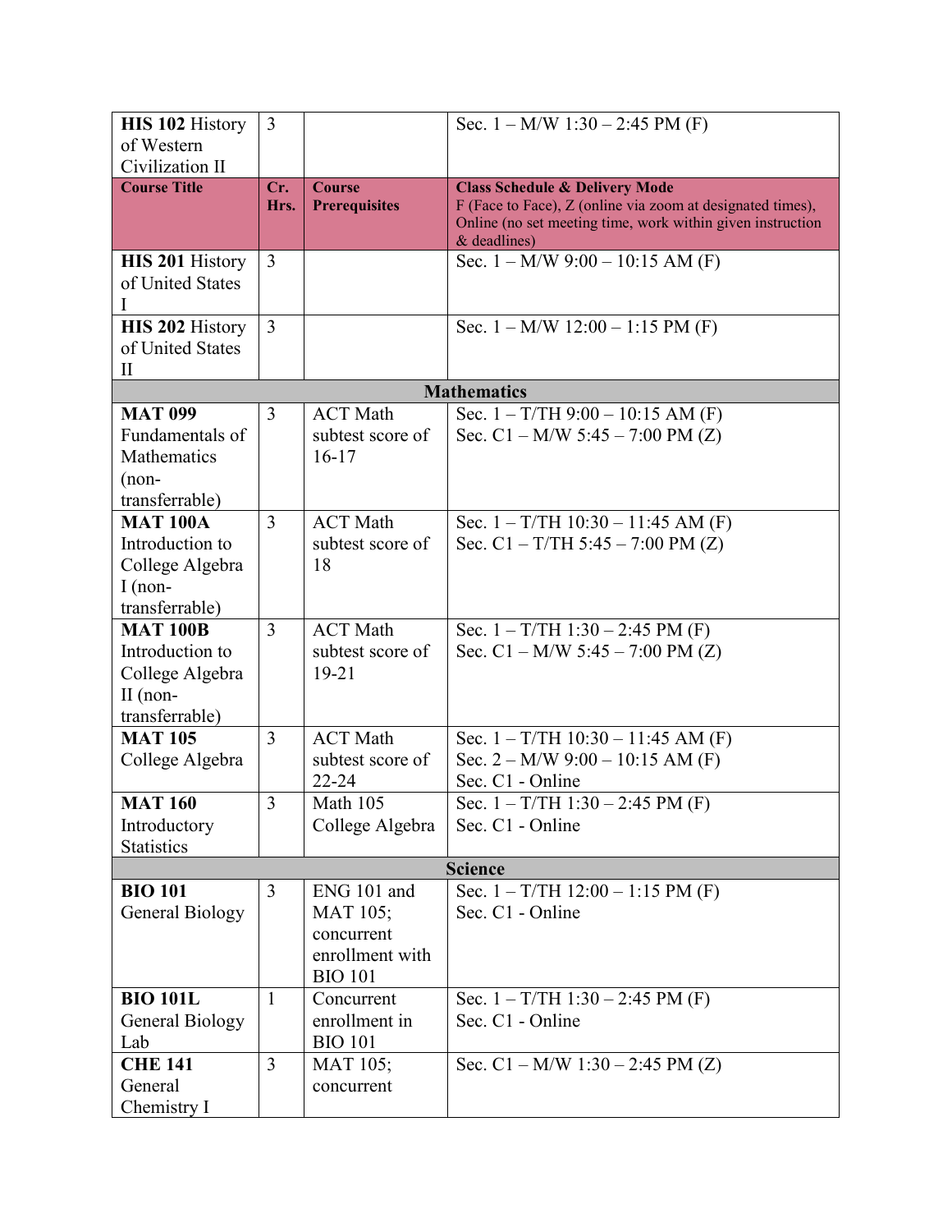| **HIS 102** History of Western Civilization II | 3 | | Sec. 1 – M/W 1:30 – 2:45 PM (F) |
|---|---|---|---|
| **Course Title** | **Cr. Hrs.** | **Course Prerequisites** | **Class Schedule & Delivery Mode** F (Face to Face), Z (online via zoom at designated times), Online (no set meeting time, work within given instruction & deadlines) |
| **HIS 201** History of United States I | 3 | | Sec. 1 – M/W 9:00 – 10:15 AM (F) |
| **HIS 202** History of United States II | 3 | | Sec. 1 – M/W 12:00 – 1:15 PM (F) |
| **Mathematics** | | | |
| **MAT 099** Fundamentals of Mathematics (non-transferrable) | 3 | ACT Math subtest score of 16-17 | Sec. 1 – T/TH 9:00 – 10:15 AM (F)<br>Sec. C1 – M/W 5:45 – 7:00 PM (Z) |
| **MAT 100A** Introduction to College Algebra I (non-transferrable) | 3 | ACT Math subtest score of 18 | Sec. 1 – T/TH 10:30 – 11:45 AM (F)<br>Sec. C1 – T/TH 5:45 – 7:00 PM (Z) |
| **MAT 100B** Introduction to College Algebra II (non-transferrable) | 3 | ACT Math subtest score of 19-21 | Sec. 1 – T/TH 1:30 – 2:45 PM (F)<br>Sec. C1 – M/W 5:45 – 7:00 PM (Z) |
| **MAT 105** College Algebra | 3 | ACT Math subtest score of 22-24 | Sec. 1 – T/TH 10:30 – 11:45 AM (F)<br>Sec. 2 – M/W 9:00 – 10:15 AM (F)<br>Sec. C1 - Online |
| **MAT 160** Introductory Statistics | 3 | Math 105 College Algebra | Sec. 1 – T/TH 1:30 – 2:45 PM (F)<br>Sec. C1 - Online |
| **Science** | | | |
| **BIO 101** General Biology | 3 | ENG 101 and MAT 105; concurrent enrollment with BIO 101 | Sec. 1 – T/TH 12:00 – 1:15 PM (F)<br>Sec. C1 - Online |
| **BIO 101L** General Biology Lab | 1 | Concurrent enrollment in BIO 101 | Sec. 1 – T/TH 1:30 – 2:45 PM (F)<br>Sec. C1 - Online |
| **CHE 141** General Chemistry I | 3 | MAT 105; concurrent | Sec. C1 – M/W 1:30 – 2:45 PM (Z) |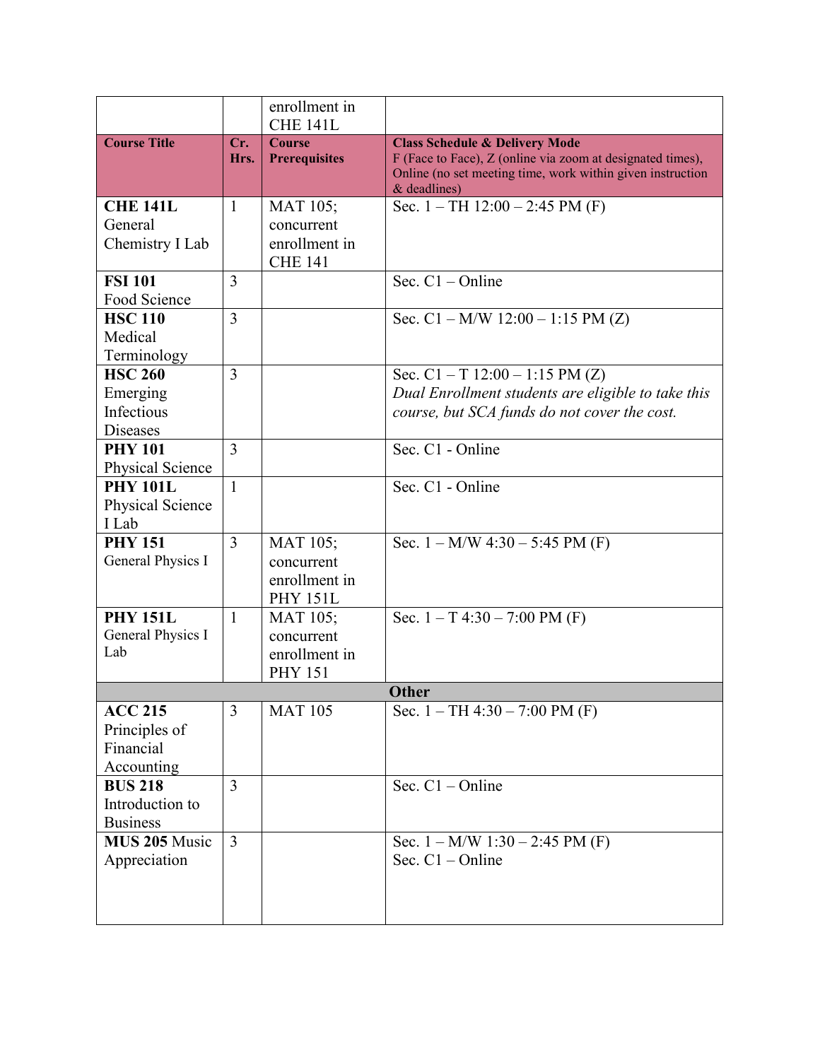| | | enrollment in CHE 141L | |
|---|---|---|---|
| **Course Title** | **Cr. Hrs.** | **Course Prerequisites** | **Class Schedule & Delivery Mode** F (Face to Face), Z (online via zoom at designated times), Online (no set meeting time, work within given instruction & deadlines) |
| **CHE 141L** General Chemistry I Lab | 1 | MAT 105; concurrent enrollment in CHE 141 | Sec. 1 – TH 12:00 – 2:45 PM (F) |
| **FSI 101** Food Science | 3 | | Sec. C1 – Online |
| **HSC 110** Medical Terminology | 3 | | Sec. C1 – M/W 12:00 – 1:15 PM (Z) |
| **HSC 260** Emerging Infectious Diseases | 3 | | Sec. C1 – T 12:00 – 1:15 PM (Z) *Dual Enrollment students are eligible to take this course, but SCA funds do not cover the cost.* |
| **PHY 101** Physical Science | 3 | | Sec. C1 - Online |
| **PHY 101L** Physical Science I Lab | 1 | | Sec. C1 - Online |
| **PHY 151** General Physics I | 3 | MAT 105; concurrent enrollment in PHY 151L | Sec. 1 – M/W 4:30 – 5:45 PM (F) |
| **PHY 151L** General Physics I Lab | 1 | MAT 105; concurrent enrollment in PHY 151 | Sec. 1 – T 4:30 – 7:00 PM (F) |
| **Other** | | | |
| **ACC 215** Principles of Financial Accounting | 3 | MAT 105 | Sec. 1 – TH 4:30 – 7:00 PM (F) |
| **BUS 218** Introduction to Business | 3 | | Sec. C1 – Online |
| **MUS 205** Music Appreciation | 3 | | Sec. 1 – M/W 1:30 – 2:45 PM (F) Sec. C1 – Online |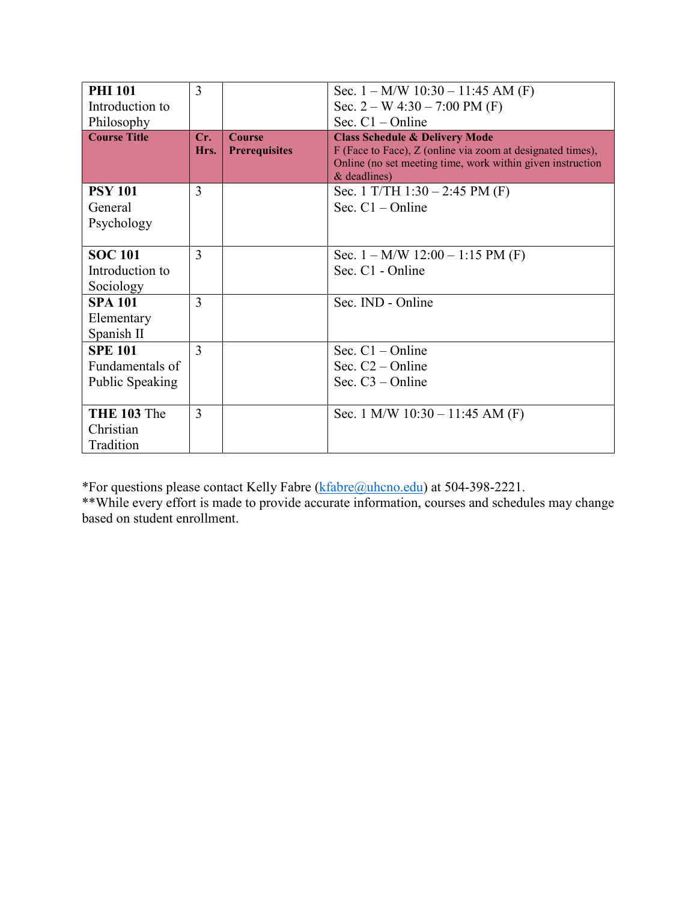| | | | |
|---|---|---|---|
| **PHI 101** Introduction to Philosophy | 3 | | Sec. 1 – M/W 10:30 – 11:45 AM (F)<br>Sec. 2 – W 4:30 – 7:00 PM (F)<br>Sec. C1 – Online |
| **Course Title** | **Cr. Hrs.** | **Course Prerequisites** | **Class Schedule & Delivery Mode**<br>F (Face to Face), Z (online via zoom at designated times), Online (no set meeting time, work within given instruction & deadlines) |
| **PSY 101** General Psychology | 3 | | Sec. 1 T/TH 1:30 – 2:45 PM (F)<br>Sec. C1 – Online |
| **SOC 101** Introduction to Sociology | 3 | | Sec. 1 – M/W 12:00 – 1:15 PM (F)<br>Sec. C1 - Online |
| **SPA 101** Elementary Spanish II | 3 | | Sec. IND - Online |
| **SPE 101** Fundamentals of Public Speaking | 3 | | Sec. C1 – Online<br>Sec. C2 – Online<br>Sec. C3 – Online |
| **THE 103** The Christian Tradition | 3 | | Sec. 1 M/W 10:30 – 11:45 AM (F) |

*For questions please contact Kelly Fabre (kfabre@uhcno.edu) at 504-398-2221.
**While every effort is made to provide accurate information, courses and schedules may change based on student enrollment.